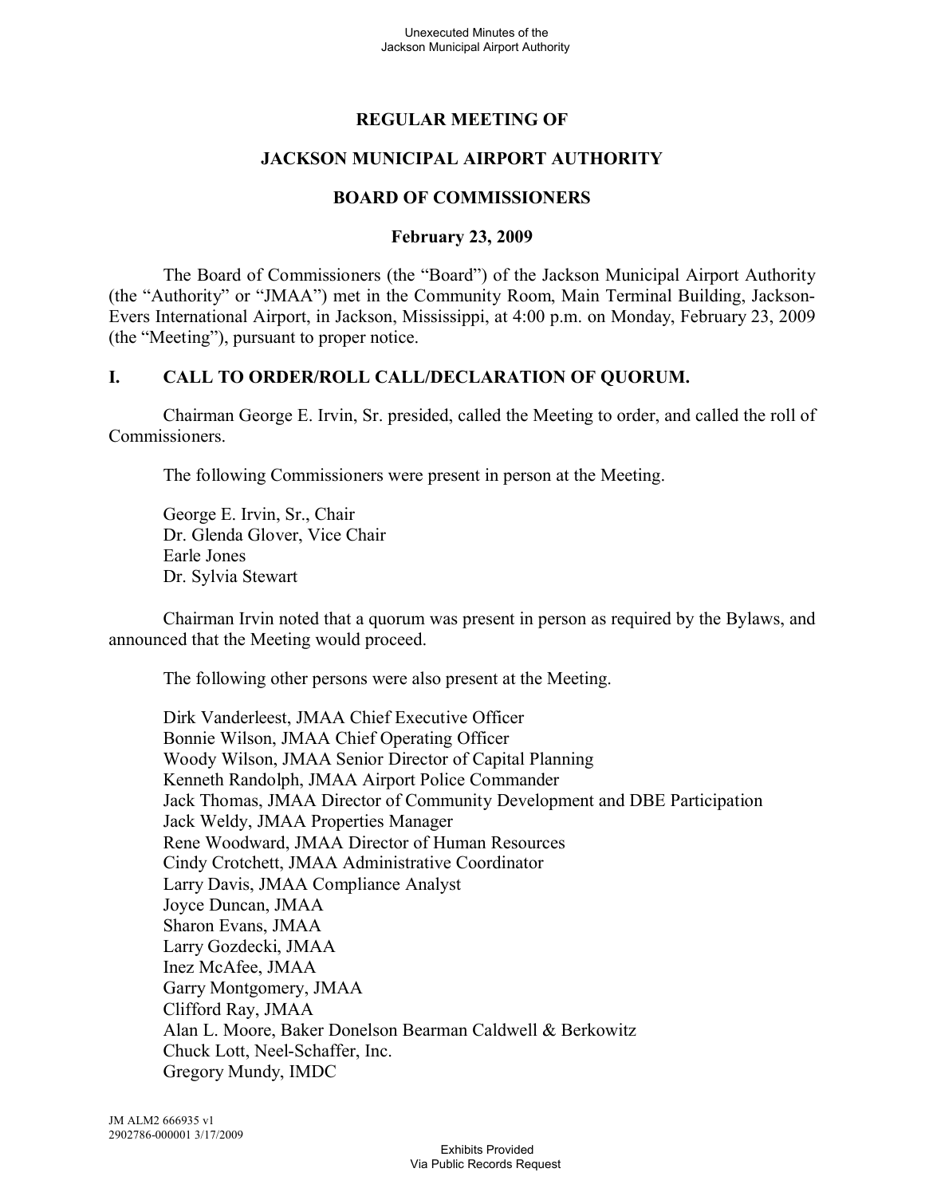# REGULAR MEETING OF

# JACKSON MUNICIPAL AIRPORT AUTHORITY

# BOARD OF COMMISSIONERS

**February 23, 2009**

The Board of Commissioners (the "Board") of the Jackson Municipal Airport Authority (the "Authority" or "JMAA") met in the Community Room, Main Terminal Building, Jackson-Evers International Airport, in Jackson, Mississippi, at 4:00 p.m. on Monday, February 23, 2009 (the "Meeting"), pursuant to proper notice.

## I. CALL TO ORDER/ROLL CALL/DECLARATION OF QUORUM.

Chairman George E. Irvin, Sr. presided, called the Meeting to order, and called the roll of Commissioners.

The following Commissioners were present in person at the Meeting.

George E. Irvin, Sr., Chair
Dr. Glenda Glover, Vice Chair
Earle Jones
Dr. Sylvia Stewart

Chairman Irvin noted that a quorum was present in person as required by the Bylaws, and announced that the Meeting would proceed.

The following other persons were also present at the Meeting.

Dirk Vanderleest, JMAA Chief Executive Officer
Bonnie Wilson, JMAA Chief Operating Officer
Woody Wilson, JMAA Senior Director of Capital Planning
Kenneth Randolph, JMAA Airport Police Commander
Jack Thomas, JMAA Director of Community Development and DBE Participation
Jack Weldy, JMAA Properties Manager
Rene Woodward, JMAA Director of Human Resources
Cindy Crotchett, JMAA Administrative Coordinator
Larry Davis, JMAA Compliance Analyst
Joyce Duncan, JMAA
Sharon Evans, JMAA
Larry Gozdecki, JMAA
Inez McAfee, JMAA
Garry Montgomery, JMAA
Clifford Ray, JMAA
Alan L. Moore, Baker Donelson Bearman Caldwell & Berkowitz
Chuck Lott, Neel-Schaffer, Inc.
Gregory Mundy, IMDC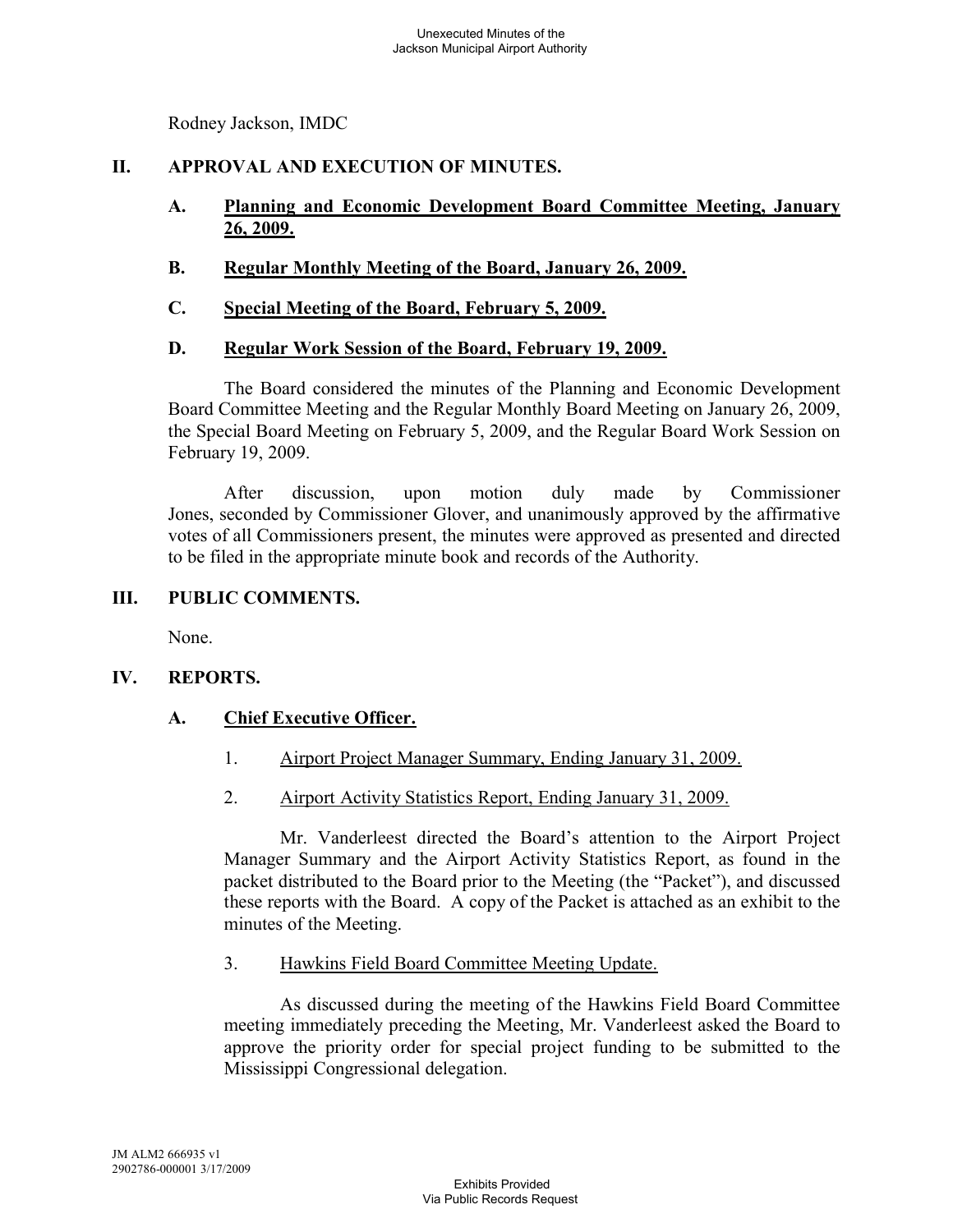Rodney Jackson, IMDC

## II. APPROVAL AND EXECUTION OF MINUTES.

### A. Planning and Economic Development Board Committee Meeting, January 26, 2009.

### B. Regular Monthly Meeting of the Board, January 26, 2009.

### C. Special Meeting of the Board, February 5, 2009.

### D. Regular Work Session of the Board, February 19, 2009.

The Board considered the minutes of the Planning and Economic Development Board Committee Meeting and the Regular Monthly Board Meeting on January 26, 2009, the Special Board Meeting on February 5, 2009, and the Regular Board Work Session on February 19, 2009.

After discussion, upon motion duly made by Commissioner Jones, seconded by Commissioner Glover, and unanimously approved by the affirmative votes of all Commissioners present, the minutes were approved as presented and directed to be filed in the appropriate minute book and records of the Authority.

## III. PUBLIC COMMENTS.

None.

## IV. REPORTS.

### A. Chief Executive Officer.

1. Airport Project Manager Summary, Ending January 31, 2009.

2. Airport Activity Statistics Report, Ending January 31, 2009.

Mr. Vanderleest directed the Board's attention to the Airport Project Manager Summary and the Airport Activity Statistics Report, as found in the packet distributed to the Board prior to the Meeting (the "Packet"), and discussed these reports with the Board. A copy of the Packet is attached as an exhibit to the minutes of the Meeting.

3. Hawkins Field Board Committee Meeting Update.

As discussed during the meeting of the Hawkins Field Board Committee meeting immediately preceding the Meeting, Mr. Vanderleest asked the Board to approve the priority order for special project funding to be submitted to the Mississippi Congressional delegation.

JM ALM2 666935 v1
2902786-000001 3/17/2009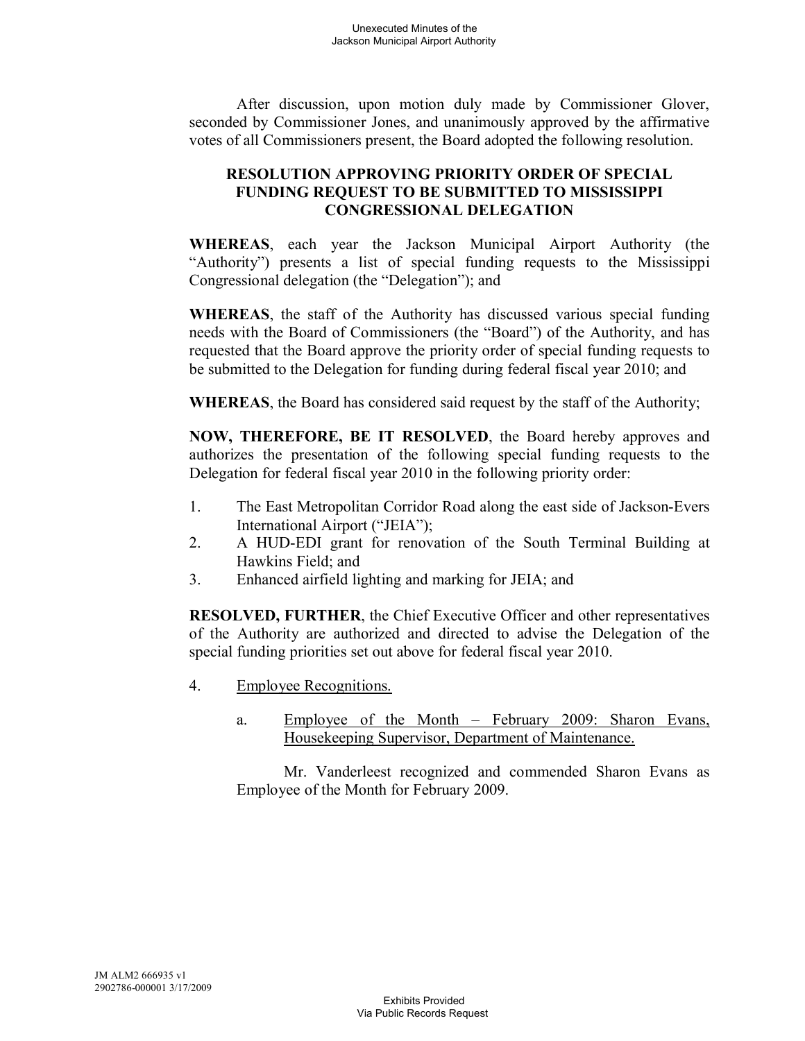After discussion, upon motion duly made by Commissioner Glover, seconded by Commissioner Jones, and unanimously approved by the affirmative votes of all Commissioners present, the Board adopted the following resolution.

**RESOLUTION APPROVING PRIORITY ORDER OF SPECIAL FUNDING REQUEST TO BE SUBMITTED TO MISSISSIPPI CONGRESSIONAL DELEGATION**

**WHEREAS**, each year the Jackson Municipal Airport Authority (the "Authority") presents a list of special funding requests to the Mississippi Congressional delegation (the "Delegation"); and

**WHEREAS**, the staff of the Authority has discussed various special funding needs with the Board of Commissioners (the "Board") of the Authority, and has requested that the Board approve the priority order of special funding requests to be submitted to the Delegation for funding during federal fiscal year 2010; and

**WHEREAS**, the Board has considered said request by the staff of the Authority;

**NOW, THEREFORE, BE IT RESOLVED**, the Board hereby approves and authorizes the presentation of the following special funding requests to the Delegation for federal fiscal year 2010 in the following priority order:

1. The East Metropolitan Corridor Road along the east side of Jackson-Evers International Airport ("JEIA");
2. A HUD-EDI grant for renovation of the South Terminal Building at Hawkins Field; and
3. Enhanced airfield lighting and marking for JEIA; and

**RESOLVED, FURTHER**, the Chief Executive Officer and other representatives of the Authority are authorized and directed to advise the Delegation of the special funding priorities set out above for federal fiscal year 2010.

4. Employee Recognitions.

   a. Employee of the Month – February 2009: Sharon Evans, Housekeeping Supervisor, Department of Maintenance.

      Mr. Vanderleest recognized and commended Sharon Evans as Employee of the Month for February 2009.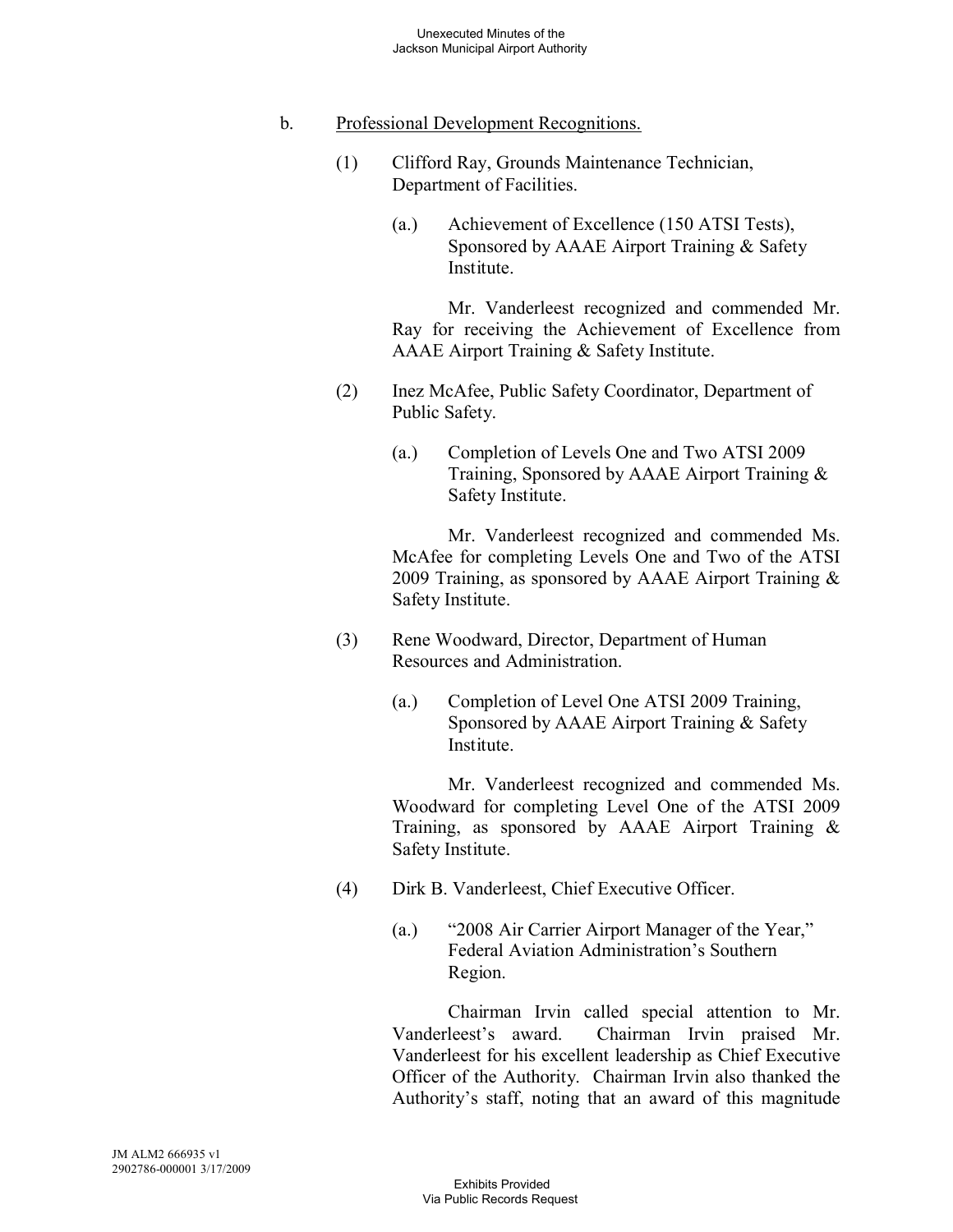b. Professional Development Recognitions.

(1) Clifford Ray, Grounds Maintenance Technician, Department of Facilities.

(a.) Achievement of Excellence (150 ATSI Tests), Sponsored by AAAE Airport Training & Safety Institute.

Mr. Vanderleest recognized and commended Mr. Ray for receiving the Achievement of Excellence from AAAE Airport Training & Safety Institute.

(2) Inez McAfee, Public Safety Coordinator, Department of Public Safety.

(a.) Completion of Levels One and Two ATSI 2009 Training, Sponsored by AAAE Airport Training & Safety Institute.

Mr. Vanderleest recognized and commended Ms. McAfee for completing Levels One and Two of the ATSI 2009 Training, as sponsored by AAAE Airport Training & Safety Institute.

(3) Rene Woodward, Director, Department of Human Resources and Administration.

(a.) Completion of Level One ATSI 2009 Training, Sponsored by AAAE Airport Training & Safety Institute.

Mr. Vanderleest recognized and commended Ms. Woodward for completing Level One of the ATSI 2009 Training, as sponsored by AAAE Airport Training & Safety Institute.

(4) Dirk B. Vanderleest, Chief Executive Officer.

(a.) "2008 Air Carrier Airport Manager of the Year," Federal Aviation Administration's Southern Region.

Chairman Irvin called special attention to Mr. Vanderleest's award. Chairman Irvin praised Mr. Vanderleest for his excellent leadership as Chief Executive Officer of the Authority. Chairman Irvin also thanked the Authority's staff, noting that an award of this magnitude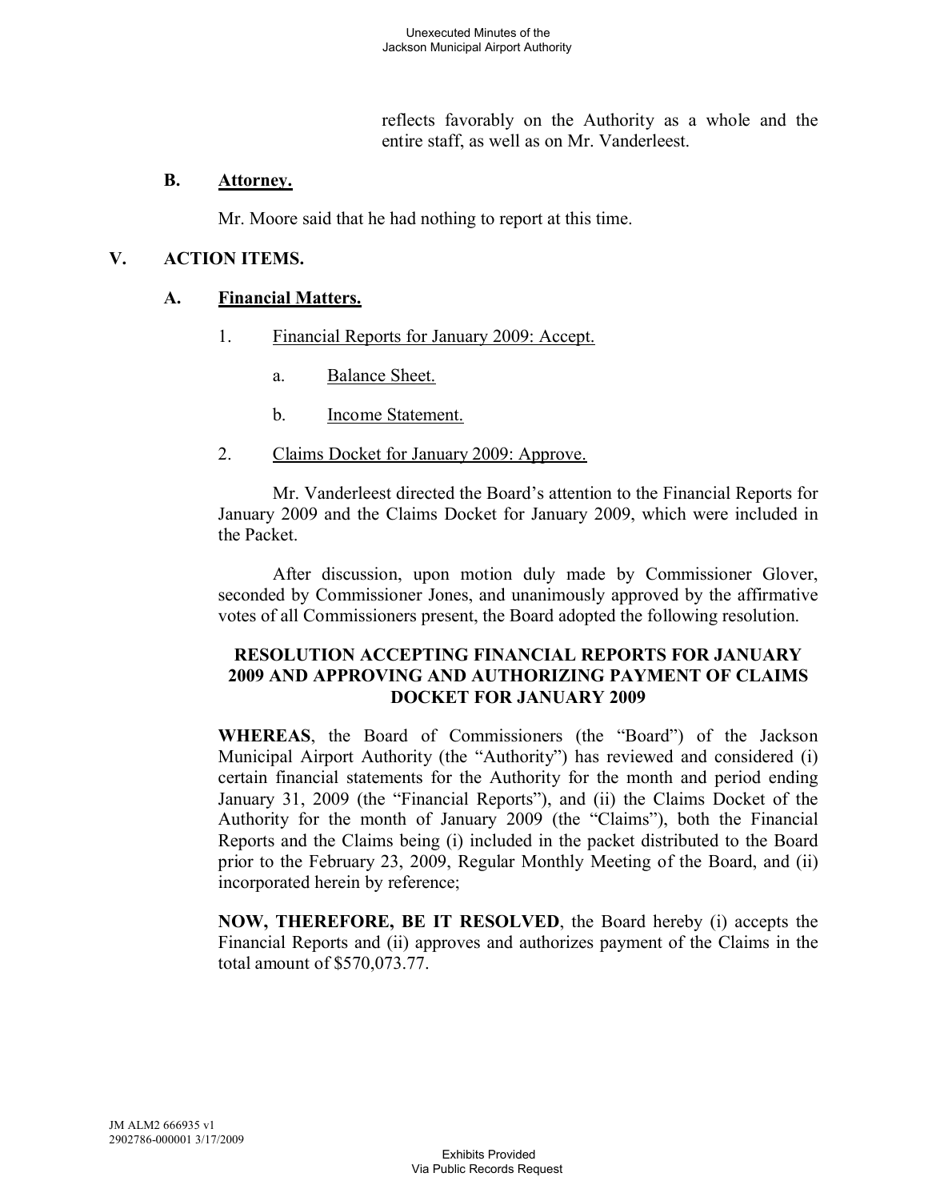reflects favorably on the Authority as a whole and the entire staff, as well as on Mr. Vanderleest.

### B. Attorney.

Mr. Moore said that he had nothing to report at this time.

## V. ACTION ITEMS.

### A. Financial Matters.

1. Financial Reports for January 2009: Accept.

   a. Balance Sheet.

   b. Income Statement.

2. Claims Docket for January 2009: Approve.

Mr. Vanderleest directed the Board's attention to the Financial Reports for January 2009 and the Claims Docket for January 2009, which were included in the Packet.

After discussion, upon motion duly made by Commissioner Glover, seconded by Commissioner Jones, and unanimously approved by the affirmative votes of all Commissioners present, the Board adopted the following resolution.

**RESOLUTION ACCEPTING FINANCIAL REPORTS FOR JANUARY 2009 AND APPROVING AND AUTHORIZING PAYMENT OF CLAIMS DOCKET FOR JANUARY 2009**

**WHEREAS**, the Board of Commissioners (the "Board") of the Jackson Municipal Airport Authority (the "Authority") has reviewed and considered (i) certain financial statements for the Authority for the month and period ending January 31, 2009 (the "Financial Reports"), and (ii) the Claims Docket of the Authority for the month of January 2009 (the "Claims"), both the Financial Reports and the Claims being (i) included in the packet distributed to the Board prior to the February 23, 2009, Regular Monthly Meeting of the Board, and (ii) incorporated herein by reference;

**NOW, THEREFORE, BE IT RESOLVED**, the Board hereby (i) accepts the Financial Reports and (ii) approves and authorizes payment of the Claims in the total amount of $570,073.77.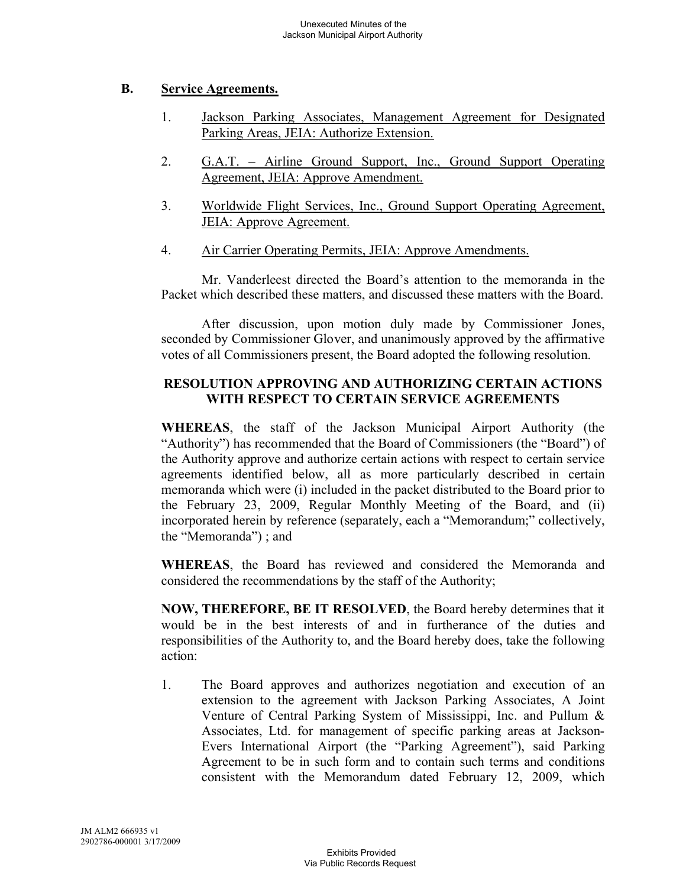## B. Service Agreements.

1. Jackson Parking Associates, Management Agreement for Designated Parking Areas, JEIA: Authorize Extension.

2. G.A.T. – Airline Ground Support, Inc., Ground Support Operating Agreement, JEIA: Approve Amendment.

3. Worldwide Flight Services, Inc., Ground Support Operating Agreement, JEIA: Approve Agreement.

4. Air Carrier Operating Permits, JEIA: Approve Amendments.

Mr. Vanderleest directed the Board's attention to the memoranda in the Packet which described these matters, and discussed these matters with the Board.

After discussion, upon motion duly made by Commissioner Jones, seconded by Commissioner Glover, and unanimously approved by the affirmative votes of all Commissioners present, the Board adopted the following resolution.

**RESOLUTION APPROVING AND AUTHORIZING CERTAIN ACTIONS WITH RESPECT TO CERTAIN SERVICE AGREEMENTS**

**WHEREAS**, the staff of the Jackson Municipal Airport Authority (the "Authority") has recommended that the Board of Commissioners (the "Board") of the Authority approve and authorize certain actions with respect to certain service agreements identified below, all as more particularly described in certain memoranda which were (i) included in the packet distributed to the Board prior to the February 23, 2009, Regular Monthly Meeting of the Board, and (ii) incorporated herein by reference (separately, each a "Memorandum;" collectively, the "Memoranda") ; and

**WHEREAS**, the Board has reviewed and considered the Memoranda and considered the recommendations by the staff of the Authority;

**NOW, THEREFORE, BE IT RESOLVED**, the Board hereby determines that it would be in the best interests of and in furtherance of the duties and responsibilities of the Authority to, and the Board hereby does, take the following action:

1. The Board approves and authorizes negotiation and execution of an extension to the agreement with Jackson Parking Associates, A Joint Venture of Central Parking System of Mississippi, Inc. and Pullum & Associates, Ltd. for management of specific parking areas at Jackson-Evers International Airport (the "Parking Agreement"), said Parking Agreement to be in such form and to contain such terms and conditions consistent with the Memorandum dated February 12, 2009, which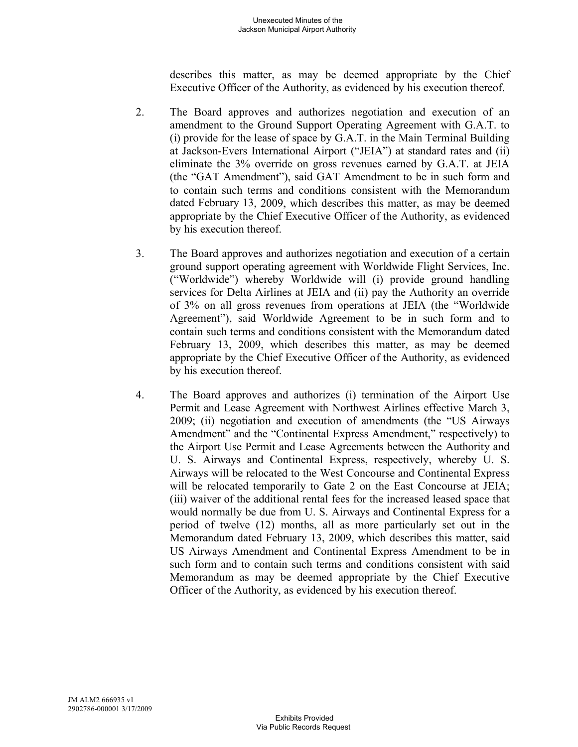describes this matter, as may be deemed appropriate by the Chief Executive Officer of the Authority, as evidenced by his execution thereof.

2. The Board approves and authorizes negotiation and execution of an amendment to the Ground Support Operating Agreement with G.A.T. to (i) provide for the lease of space by G.A.T. in the Main Terminal Building at Jackson-Evers International Airport ("JEIA") at standard rates and (ii) eliminate the 3% override on gross revenues earned by G.A.T. at JEIA (the "GAT Amendment"), said GAT Amendment to be in such form and to contain such terms and conditions consistent with the Memorandum dated February 13, 2009, which describes this matter, as may be deemed appropriate by the Chief Executive Officer of the Authority, as evidenced by his execution thereof.

3. The Board approves and authorizes negotiation and execution of a certain ground support operating agreement with Worldwide Flight Services, Inc. ("Worldwide") whereby Worldwide will (i) provide ground handling services for Delta Airlines at JEIA and (ii) pay the Authority an override of 3% on all gross revenues from operations at JEIA (the "Worldwide Agreement"), said Worldwide Agreement to be in such form and to contain such terms and conditions consistent with the Memorandum dated February 13, 2009, which describes this matter, as may be deemed appropriate by the Chief Executive Officer of the Authority, as evidenced by his execution thereof.

4. The Board approves and authorizes (i) termination of the Airport Use Permit and Lease Agreement with Northwest Airlines effective March 3, 2009; (ii) negotiation and execution of amendments (the "US Airways Amendment" and the "Continental Express Amendment," respectively) to the Airport Use Permit and Lease Agreements between the Authority and U. S. Airways and Continental Express, respectively, whereby U. S. Airways will be relocated to the West Concourse and Continental Express will be relocated temporarily to Gate 2 on the East Concourse at JEIA; (iii) waiver of the additional rental fees for the increased leased space that would normally be due from U. S. Airways and Continental Express for a period of twelve (12) months, all as more particularly set out in the Memorandum dated February 13, 2009, which describes this matter, said US Airways Amendment and Continental Express Amendment to be in such form and to contain such terms and conditions consistent with said Memorandum as may be deemed appropriate by the Chief Executive Officer of the Authority, as evidenced by his execution thereof.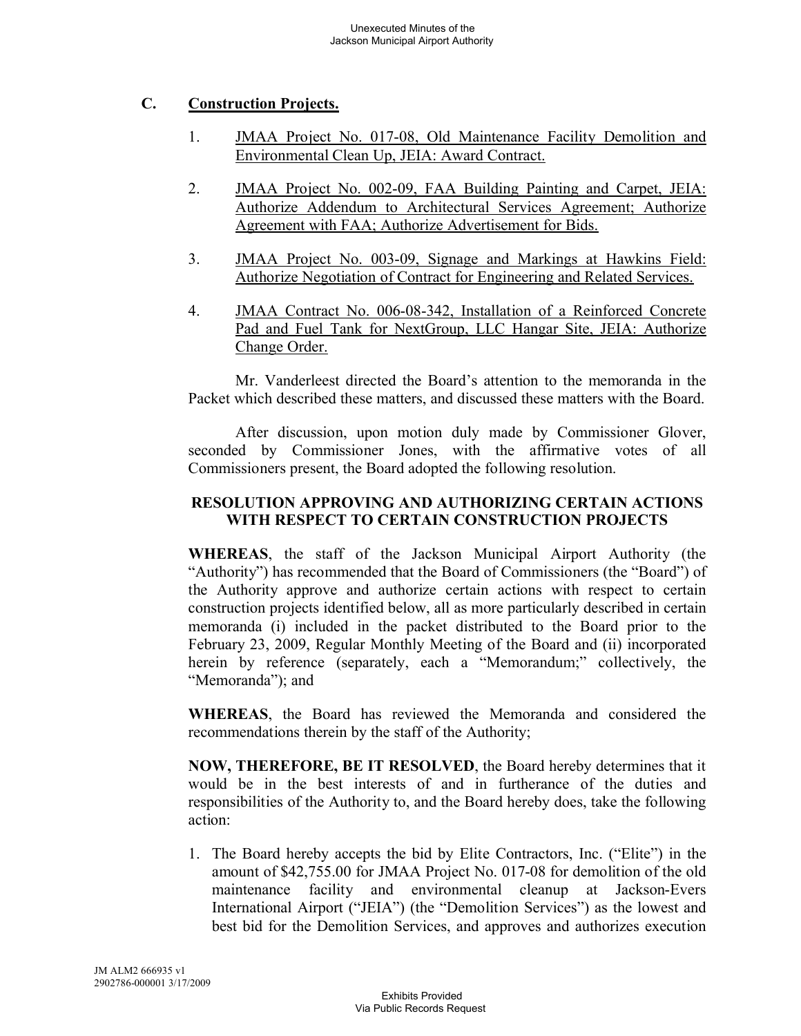## C. Construction Projects.

1. JMAA Project No. 017-08, Old Maintenance Facility Demolition and Environmental Clean Up, JEIA: Award Contract.

2. JMAA Project No. 002-09, FAA Building Painting and Carpet, JEIA: Authorize Addendum to Architectural Services Agreement; Authorize Agreement with FAA; Authorize Advertisement for Bids.

3. JMAA Project No. 003-09, Signage and Markings at Hawkins Field: Authorize Negotiation of Contract for Engineering and Related Services.

4. JMAA Contract No. 006-08-342, Installation of a Reinforced Concrete Pad and Fuel Tank for NextGroup, LLC Hangar Site, JEIA: Authorize Change Order.

Mr. Vanderleest directed the Board's attention to the memoranda in the Packet which described these matters, and discussed these matters with the Board.

After discussion, upon motion duly made by Commissioner Glover, seconded by Commissioner Jones, with the affirmative votes of all Commissioners present, the Board adopted the following resolution.

**RESOLUTION APPROVING AND AUTHORIZING CERTAIN ACTIONS WITH RESPECT TO CERTAIN CONSTRUCTION PROJECTS**

**WHEREAS**, the staff of the Jackson Municipal Airport Authority (the "Authority") has recommended that the Board of Commissioners (the "Board") of the Authority approve and authorize certain actions with respect to certain construction projects identified below, all as more particularly described in certain memoranda (i) included in the packet distributed to the Board prior to the February 23, 2009, Regular Monthly Meeting of the Board and (ii) incorporated herein by reference (separately, each a "Memorandum;" collectively, the "Memoranda"); and

**WHEREAS**, the Board has reviewed the Memoranda and considered the recommendations therein by the staff of the Authority;

**NOW, THEREFORE, BE IT RESOLVED**, the Board hereby determines that it would be in the best interests of and in furtherance of the duties and responsibilities of the Authority to, and the Board hereby does, take the following action:

1. The Board hereby accepts the bid by Elite Contractors, Inc. ("Elite") in the amount of $42,755.00 for JMAA Project No. 017-08 for demolition of the old maintenance facility and environmental cleanup at Jackson-Evers International Airport ("JEIA") (the "Demolition Services") as the lowest and best bid for the Demolition Services, and approves and authorizes execution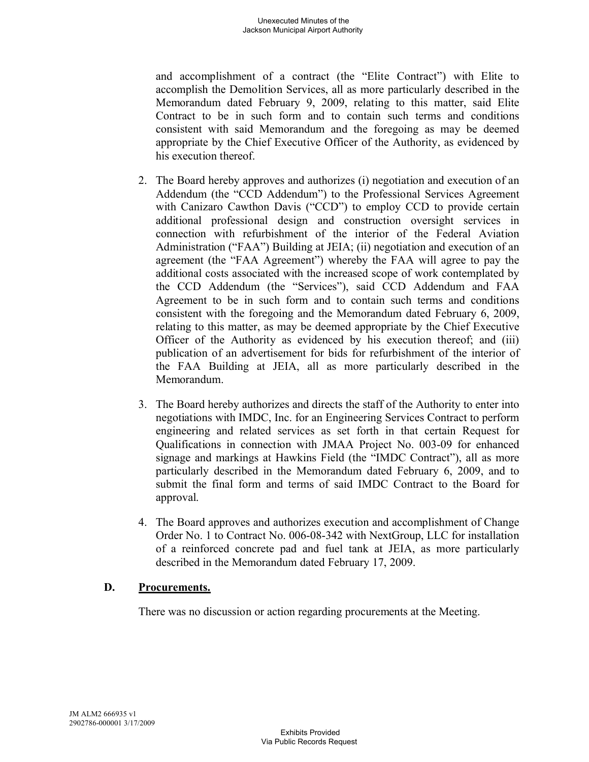and accomplishment of a contract (the "Elite Contract") with Elite to accomplish the Demolition Services, all as more particularly described in the Memorandum dated February 9, 2009, relating to this matter, said Elite Contract to be in such form and to contain such terms and conditions consistent with said Memorandum and the foregoing as may be deemed appropriate by the Chief Executive Officer of the Authority, as evidenced by his execution thereof.

2. The Board hereby approves and authorizes (i) negotiation and execution of an Addendum (the "CCD Addendum") to the Professional Services Agreement with Canizaro Cawthon Davis ("CCD") to employ CCD to provide certain additional professional design and construction oversight services in connection with refurbishment of the interior of the Federal Aviation Administration ("FAA") Building at JEIA; (ii) negotiation and execution of an agreement (the "FAA Agreement") whereby the FAA will agree to pay the additional costs associated with the increased scope of work contemplated by the CCD Addendum (the "Services"), said CCD Addendum and FAA Agreement to be in such form and to contain such terms and conditions consistent with the foregoing and the Memorandum dated February 6, 2009, relating to this matter, as may be deemed appropriate by the Chief Executive Officer of the Authority as evidenced by his execution thereof; and (iii) publication of an advertisement for bids for refurbishment of the interior of the FAA Building at JEIA, all as more particularly described in the Memorandum.

3. The Board hereby authorizes and directs the staff of the Authority to enter into negotiations with IMDC, Inc. for an Engineering Services Contract to perform engineering and related services as set forth in that certain Request for Qualifications in connection with JMAA Project No. 003-09 for enhanced signage and markings at Hawkins Field (the "IMDC Contract"), all as more particularly described in the Memorandum dated February 6, 2009, and to submit the final form and terms of said IMDC Contract to the Board for approval.

4. The Board approves and authorizes execution and accomplishment of Change Order No. 1 to Contract No. 006-08-342 with NextGroup, LLC for installation of a reinforced concrete pad and fuel tank at JEIA, as more particularly described in the Memorandum dated February 17, 2009.

### D. Procurements.

There was no discussion or action regarding procurements at the Meeting.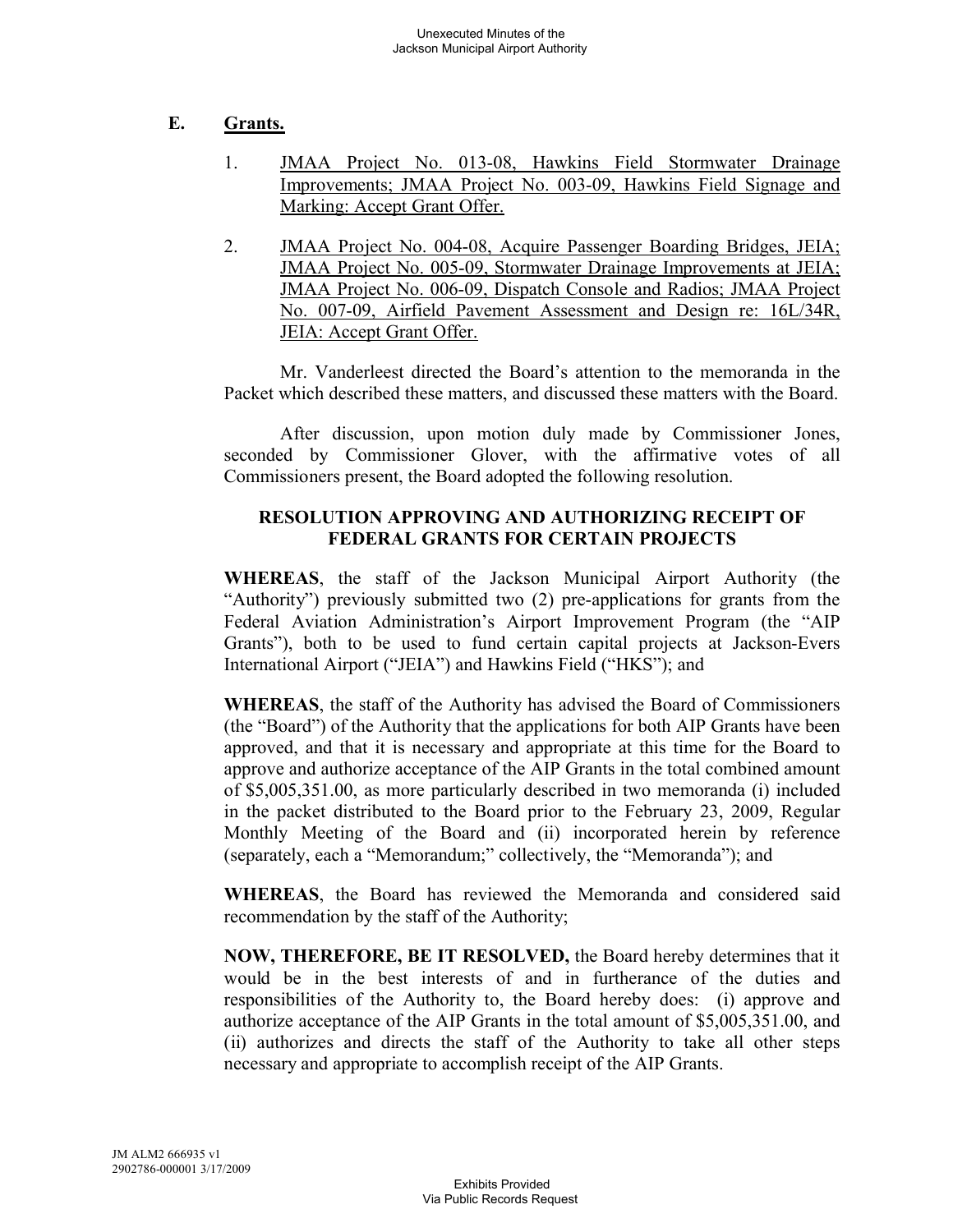## E. Grants.

1. JMAA Project No. 013-08, Hawkins Field Stormwater Drainage Improvements; JMAA Project No. 003-09, Hawkins Field Signage and Marking: Accept Grant Offer.

2. JMAA Project No. 004-08, Acquire Passenger Boarding Bridges, JEIA; JMAA Project No. 005-09, Stormwater Drainage Improvements at JEIA; JMAA Project No. 006-09, Dispatch Console and Radios; JMAA Project No. 007-09, Airfield Pavement Assessment and Design re: 16L/34R, JEIA: Accept Grant Offer.

Mr. Vanderleest directed the Board's attention to the memoranda in the Packet which described these matters, and discussed these matters with the Board.

After discussion, upon motion duly made by Commissioner Jones, seconded by Commissioner Glover, with the affirmative votes of all Commissioners present, the Board adopted the following resolution.

**RESOLUTION APPROVING AND AUTHORIZING RECEIPT OF FEDERAL GRANTS FOR CERTAIN PROJECTS**

**WHEREAS**, the staff of the Jackson Municipal Airport Authority (the "Authority") previously submitted two (2) pre-applications for grants from the Federal Aviation Administration's Airport Improvement Program (the "AIP Grants"), both to be used to fund certain capital projects at Jackson-Evers International Airport ("JEIA") and Hawkins Field ("HKS"); and

**WHEREAS**, the staff of the Authority has advised the Board of Commissioners (the "Board") of the Authority that the applications for both AIP Grants have been approved, and that it is necessary and appropriate at this time for the Board to approve and authorize acceptance of the AIP Grants in the total combined amount of $5,005,351.00, as more particularly described in two memoranda (i) included in the packet distributed to the Board prior to the February 23, 2009, Regular Monthly Meeting of the Board and (ii) incorporated herein by reference (separately, each a "Memorandum;" collectively, the "Memoranda"); and

**WHEREAS**, the Board has reviewed the Memoranda and considered said recommendation by the staff of the Authority;

**NOW, THEREFORE, BE IT RESOLVED,** the Board hereby determines that it would be in the best interests of and in furtherance of the duties and responsibilities of the Authority to, the Board hereby does: (i) approve and authorize acceptance of the AIP Grants in the total amount of $5,005,351.00, and (ii) authorizes and directs the staff of the Authority to take all other steps necessary and appropriate to accomplish receipt of the AIP Grants.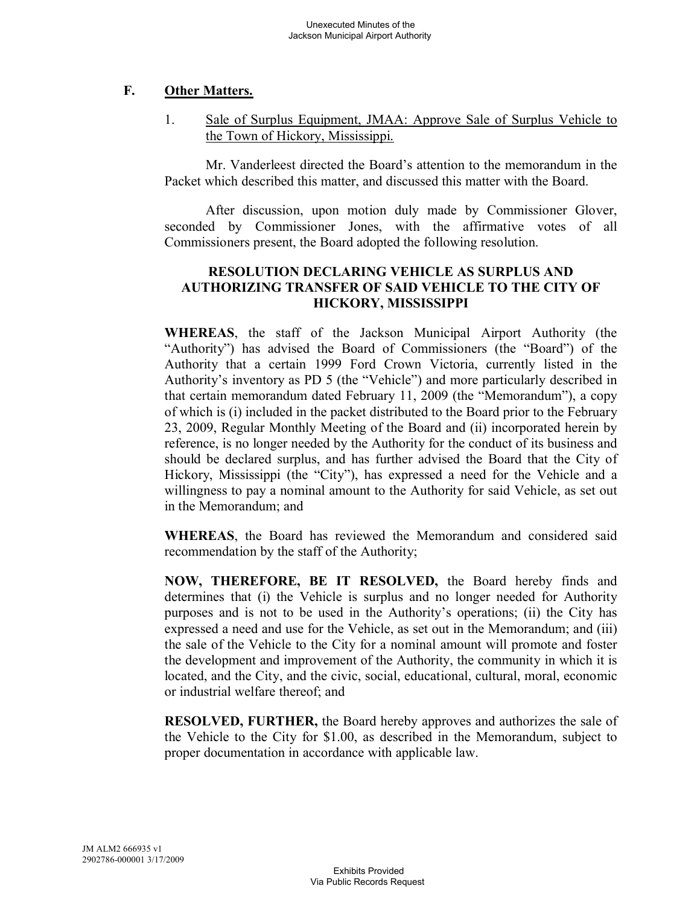## F. Other Matters.

1. Sale of Surplus Equipment, JMAA: Approve Sale of Surplus Vehicle to the Town of Hickory, Mississippi.

Mr. Vanderleest directed the Board's attention to the memorandum in the Packet which described this matter, and discussed this matter with the Board.

After discussion, upon motion duly made by Commissioner Glover, seconded by Commissioner Jones, with the affirmative votes of all Commissioners present, the Board adopted the following resolution.

**RESOLUTION DECLARING VEHICLE AS SURPLUS AND AUTHORIZING TRANSFER OF SAID VEHICLE TO THE CITY OF HICKORY, MISSISSIPPI**

**WHEREAS**, the staff of the Jackson Municipal Airport Authority (the "Authority") has advised the Board of Commissioners (the "Board") of the Authority that a certain 1999 Ford Crown Victoria, currently listed in the Authority's inventory as PD 5 (the "Vehicle") and more particularly described in that certain memorandum dated February 11, 2009 (the "Memorandum"), a copy of which is (i) included in the packet distributed to the Board prior to the February 23, 2009, Regular Monthly Meeting of the Board and (ii) incorporated herein by reference, is no longer needed by the Authority for the conduct of its business and should be declared surplus, and has further advised the Board that the City of Hickory, Mississippi (the "City"), has expressed a need for the Vehicle and a willingness to pay a nominal amount to the Authority for said Vehicle, as set out in the Memorandum; and

**WHEREAS**, the Board has reviewed the Memorandum and considered said recommendation by the staff of the Authority;

**NOW, THEREFORE, BE IT RESOLVED,** the Board hereby finds and determines that (i) the Vehicle is surplus and no longer needed for Authority purposes and is not to be used in the Authority's operations; (ii) the City has expressed a need and use for the Vehicle, as set out in the Memorandum; and (iii) the sale of the Vehicle to the City for a nominal amount will promote and foster the development and improvement of the Authority, the community in which it is located, and the City, and the civic, social, educational, cultural, moral, economic or industrial welfare thereof; and

**RESOLVED, FURTHER,** the Board hereby approves and authorizes the sale of the Vehicle to the City for $1.00, as described in the Memorandum, subject to proper documentation in accordance with applicable law.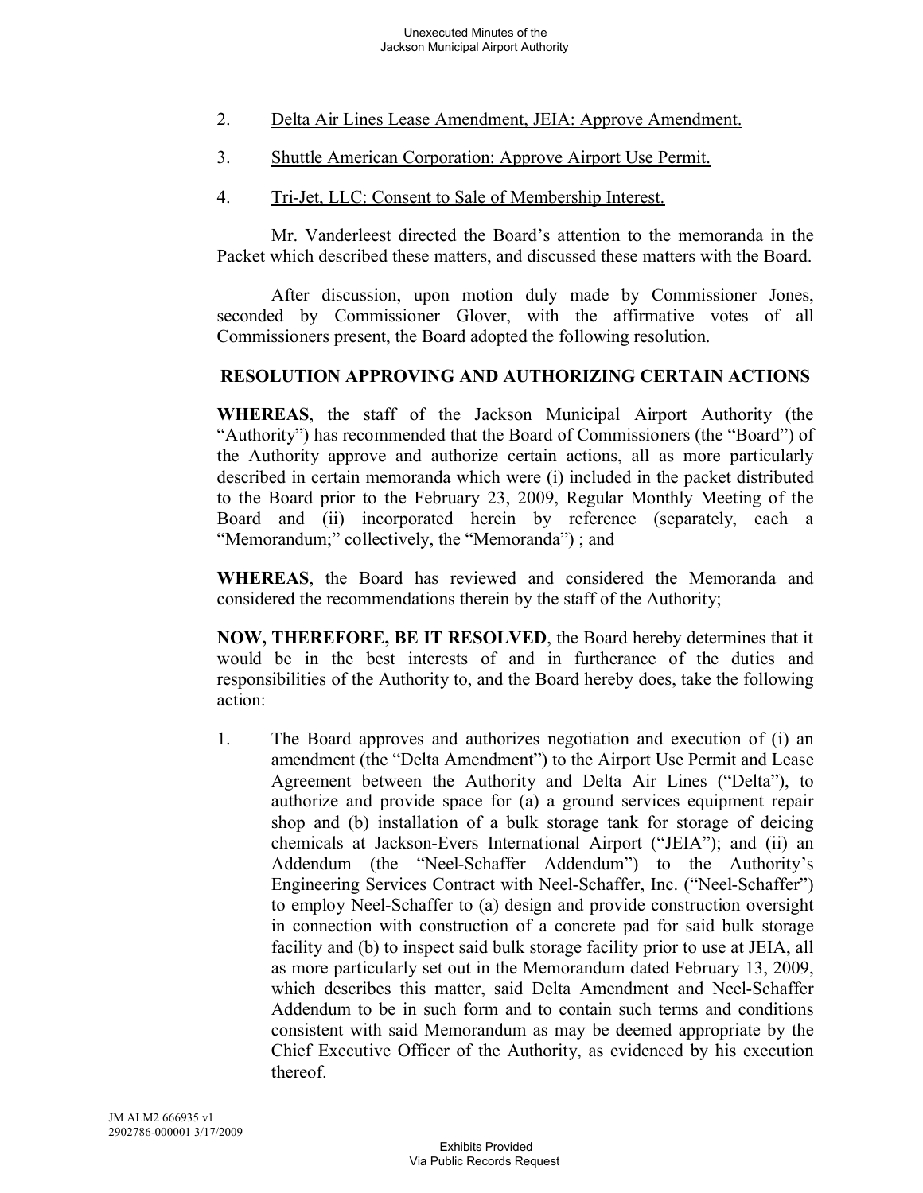2. Delta Air Lines Lease Amendment, JEIA: Approve Amendment.

3. Shuttle American Corporation: Approve Airport Use Permit.

4. Tri-Jet, LLC: Consent to Sale of Membership Interest.

Mr. Vanderleest directed the Board's attention to the memoranda in the Packet which described these matters, and discussed these matters with the Board.

After discussion, upon motion duly made by Commissioner Jones, seconded by Commissioner Glover, with the affirmative votes of all Commissioners present, the Board adopted the following resolution.

**RESOLUTION APPROVING AND AUTHORIZING CERTAIN ACTIONS**

**WHEREAS**, the staff of the Jackson Municipal Airport Authority (the "Authority") has recommended that the Board of Commissioners (the "Board") of the Authority approve and authorize certain actions, all as more particularly described in certain memoranda which were (i) included in the packet distributed to the Board prior to the February 23, 2009, Regular Monthly Meeting of the Board and (ii) incorporated herein by reference (separately, each a "Memorandum;" collectively, the "Memoranda") ; and

**WHEREAS**, the Board has reviewed and considered the Memoranda and considered the recommendations therein by the staff of the Authority;

**NOW, THEREFORE, BE IT RESOLVED**, the Board hereby determines that it would be in the best interests of and in furtherance of the duties and responsibilities of the Authority to, and the Board hereby does, take the following action:

1. The Board approves and authorizes negotiation and execution of (i) an amendment (the "Delta Amendment") to the Airport Use Permit and Lease Agreement between the Authority and Delta Air Lines ("Delta"), to authorize and provide space for (a) a ground services equipment repair shop and (b) installation of a bulk storage tank for storage of deicing chemicals at Jackson-Evers International Airport ("JEIA"); and (ii) an Addendum (the "Neel-Schaffer Addendum") to the Authority's Engineering Services Contract with Neel-Schaffer, Inc. ("Neel-Schaffer") to employ Neel-Schaffer to (a) design and provide construction oversight in connection with construction of a concrete pad for said bulk storage facility and (b) to inspect said bulk storage facility prior to use at JEIA, all as more particularly set out in the Memorandum dated February 13, 2009, which describes this matter, said Delta Amendment and Neel-Schaffer Addendum to be in such form and to contain such terms and conditions consistent with said Memorandum as may be deemed appropriate by the Chief Executive Officer of the Authority, as evidenced by his execution thereof.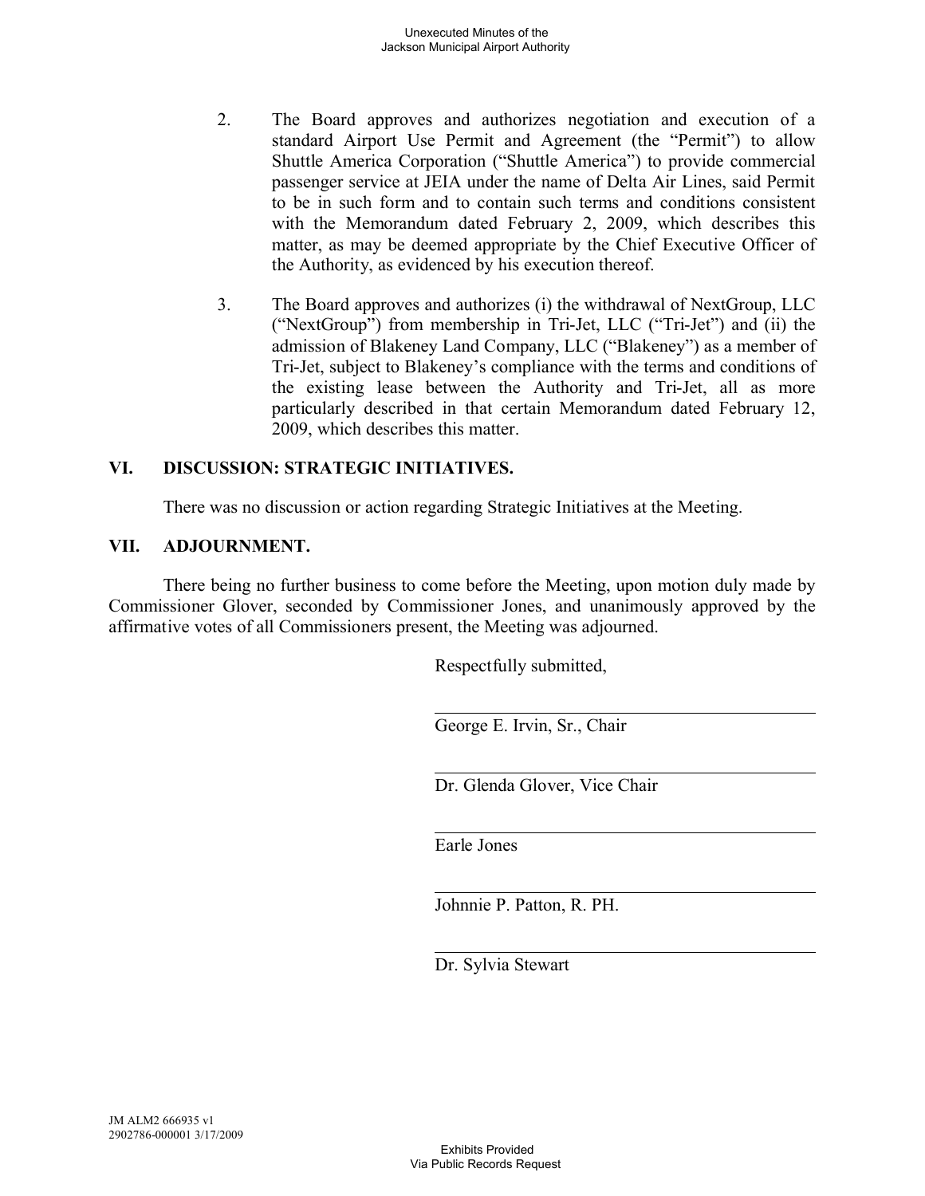2. The Board approves and authorizes negotiation and execution of a standard Airport Use Permit and Agreement (the "Permit") to allow Shuttle America Corporation ("Shuttle America") to provide commercial passenger service at JEIA under the name of Delta Air Lines, said Permit to be in such form and to contain such terms and conditions consistent with the Memorandum dated February 2, 2009, which describes this matter, as may be deemed appropriate by the Chief Executive Officer of the Authority, as evidenced by his execution thereof.

3. The Board approves and authorizes (i) the withdrawal of NextGroup, LLC ("NextGroup") from membership in Tri-Jet, LLC ("Tri-Jet") and (ii) the admission of Blakeney Land Company, LLC ("Blakeney") as a member of Tri-Jet, subject to Blakeney's compliance with the terms and conditions of the existing lease between the Authority and Tri-Jet, all as more particularly described in that certain Memorandum dated February 12, 2009, which describes this matter.

## VI. DISCUSSION: STRATEGIC INITIATIVES.

There was no discussion or action regarding Strategic Initiatives at the Meeting.

## VII. ADJOURNMENT.

There being no further business to come before the Meeting, upon motion duly made by Commissioner Glover, seconded by Commissioner Jones, and unanimously approved by the affirmative votes of all Commissioners present, the Meeting was adjourned.

Respectfully submitted,

\_\_\_\_\_\_\_\_\_\_\_\_\_\_\_\_\_\_\_\_\_\_\_\_\_\_\_\_\_\_\_\_\_\_\_\_\_\_\_\_
George E. Irvin, Sr., Chair

\_\_\_\_\_\_\_\_\_\_\_\_\_\_\_\_\_\_\_\_\_\_\_\_\_\_\_\_\_\_\_\_\_\_\_\_\_\_\_\_
Dr. Glenda Glover, Vice Chair

\_\_\_\_\_\_\_\_\_\_\_\_\_\_\_\_\_\_\_\_\_\_\_\_\_\_\_\_\_\_\_\_\_\_\_\_\_\_\_\_
Earle Jones

\_\_\_\_\_\_\_\_\_\_\_\_\_\_\_\_\_\_\_\_\_\_\_\_\_\_\_\_\_\_\_\_\_\_\_\_\_\_\_\_
Johnnie P. Patton, R. PH.

\_\_\_\_\_\_\_\_\_\_\_\_\_\_\_\_\_\_\_\_\_\_\_\_\_\_\_\_\_\_\_\_\_\_\_\_\_\_\_\_
Dr. Sylvia Stewart

JM ALM2 666935 v1
2902786-000001 3/17/2009